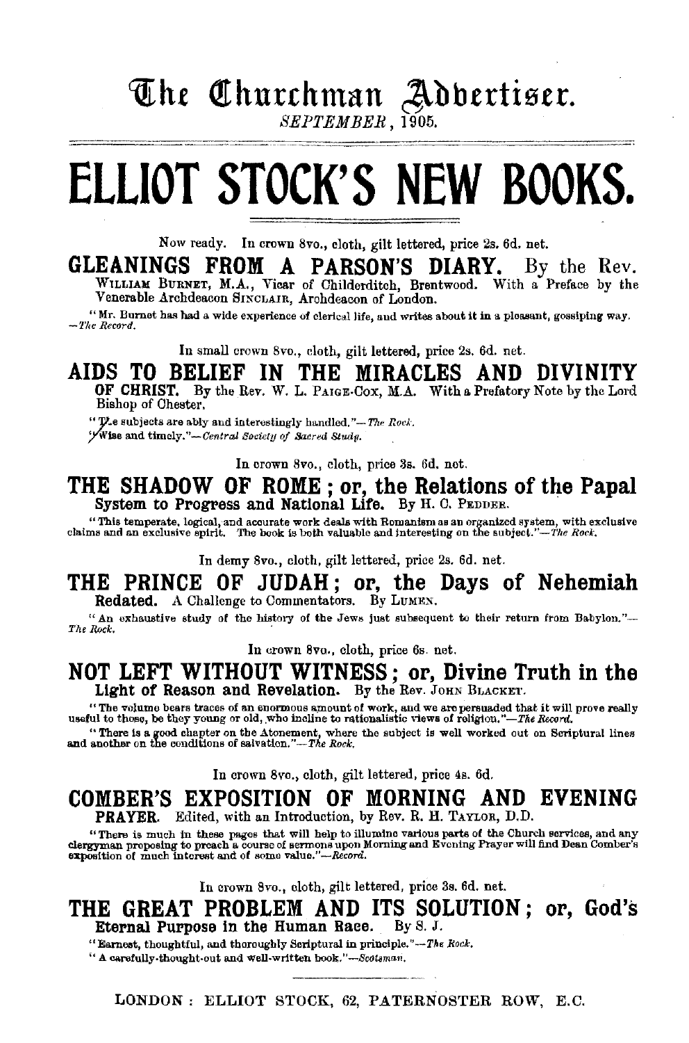# The Churchman Advertiser.

*SEPTEMBER*, 1905.

# ELLIOT STOCK'S NEW BOOKS.

Now ready. In crown 8vo., cloth, gilt lettered, price 2s. 6d. net.

## GLEANINGS FROM A PARSON'S DIARY. By the Rev.

WILLIAM BURNET, M.A., Vicar of Childerditch, Brentwood. With a Preface by the Venerable Archdeacon SINCLAIR, Archdeacon of London.

"Mr. Burnet has had a wide experience of clerical life, and writes about it in a pleasant, gossiping way. —*The Record.*

In small crown 8vo., cloth, gilt lettered, price 2s. 6d. net.

## AIDS TO BELIEF IN THE MIRACLES AND DIVINITY OF CHRIST.

By the Rev. W. L. PAIGE-COX, M.A. With a Prefatory Note by the Lord Bishop of Chester.

"The subjects are ably and interestingly handled."—*The Rock.*
"Wise and timely."—*Central Society of Sacred Study.*

In crown 8vo., cloth, price 3s. 6d. net.

## THE SHADOW OF ROME; or, the Relations of the Papal System to Progress and National Life.

By H. C. PEDDER.

"This temperate, logical, and accurate work deals with Romanism as an organized system, with exclusive claims and an exclusive spirit. The book is both valuable and interesting on the subject."—*The Rock.*

In demy 8vo., cloth, gilt lettered, price 2s. 6d. net.

## THE PRINCE OF JUDAH; or, the Days of Nehemiah Redated.

A Challenge to Commentators. By LUMEN.

"An exhaustive study of the history of the Jews just subsequent to their return from Babylon."—*The Rock.*

In crown 8vo., cloth, price 6s. net.

## NOT LEFT WITHOUT WITNESS; or, Divine Truth in the Light of Reason and Revelation.

By the Rev. JOHN BLACKET.

"The volume bears traces of an enormous amount of work, and we are persuaded that it will prove really useful to those, be they young or old, who incline to rationalistic views of religion."—*The Record.*

"There is a good chapter on the Atonement, where the subject is well worked out on Scriptural lines and another on the conditions of salvation."—*The Rock.*

In crown 8vo., cloth, gilt lettered, price 4s. 6d.

## COMBER'S EXPOSITION OF MORNING AND EVENING PRAYER.

Edited, with an Introduction, by Rev. R. H. TAYLOR, D.D.

"There is much in these pages that will help to illumine various parts of the Church services, and any clergyman proposing to preach a course of sermons upon Morning and Evening Prayer will find Dean Comber's exposition of much interest and of some value."—*Record.*

In crown 8vo., cloth, gilt lettered, price 3s. 6d. net.

## THE GREAT PROBLEM AND ITS SOLUTION; or, God's Eternal Purpose in the Human Race.

By S. J.

"Earnest, thoughtful, and thoroughly Scriptural in principle."—*The Rock.*
"A carefully-thought-out and well-written book."—*Scotsman.*

LONDON: ELLIOT STOCK, 62, PATERNOSTER ROW, E.C.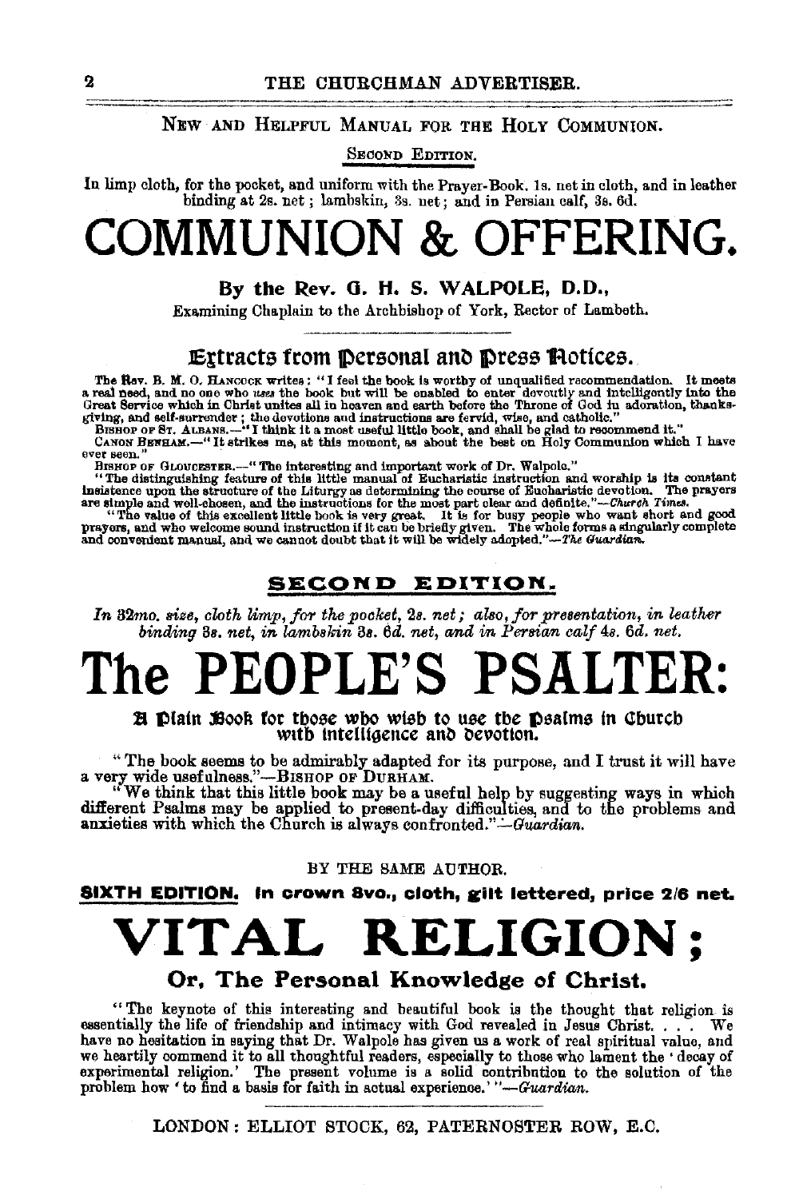NEW AND HELPFUL MANUAL FOR THE HOLY COMMUNION.

SECOND EDITION.

In limp cloth, for the pocket, and uniform with the Prayer-Book, 1s. net in cloth, and in leather binding at 2s. net; lambskin, 3s. net; and in Persian calf, 3s. 6d.

# COMMUNION & OFFERING.

**By the Rev. G. H. S. WALPOLE, D.D.,**

Examining Chaplain to the Archbishop of York, Rector of Lambeth.

## Extracts from Personal and Press Notices.

The Rev. B. M. O. HANCOCK writes: "I feel the book is worthy of unqualified recommendation. It meets a real need, and no one who *uses* the book but will be enabled to enter devoutly and intelligently into the Great Service which in Christ unites all in heaven and earth before the Throne of God in adoration, thanksgiving, and self-surrender; the devotions and instructions are fervid, wise, and catholic."

BISHOP OF ST. ALBANS.—"I think it a most useful little book, and shall be glad to recommend it."

CANON BENHAM.—"It strikes me, at this moment, as about the best on Holy Communion which I have ever seen."

BISHOP OF GLOUCESTER.—"The interesting and important work of Dr. Walpole."

"The distinguishing feature of this little manual of Eucharistic instruction and worship is its constant insistence upon the structure of the Liturgy as determining the course of Eucharistic devotion. The prayers are simple and well-chosen, and the instructions for the most part clear and definite."—*Church Times.*

"The value of this excellent little book is very great. It is for busy people who want short and good prayers, and who welcome sound instruction if it can be briefly given. The whole forms a singularly complete and convenient manual, and we cannot doubt that it will be widely adopted."—*The Guardian.*

## SECOND EDITION.

*In 32mo. size, cloth limp, for the pocket, 2s. net; also, for presentation, in leather binding 3s. net, in lambskin 3s. 6d. net, and in Persian calf 4s. 6d. net.*

# The PEOPLE'S PSALTER:

**A Plain Book for those who wish to use the Psalms in Church with Intelligence and Devotion.**

"The book seems to be admirably adapted for its purpose, and I trust it will have a very wide usefulness."—BISHOP OF DURHAM.

"We think that this little book may be a useful help by suggesting ways in which different Psalms may be applied to present-day difficulties, and to the problems and anxieties with which the Church is always confronted."—*Guardian.*

BY THE SAME AUTHOR.

**SIXTH EDITION. In crown 8vo., cloth, gilt lettered, price 2/6 net.**

# VITAL RELIGION;

## Or, The Personal Knowledge of Christ.

"The keynote of this interesting and beautiful book is the thought that religion is essentially the life of friendship and intimacy with God revealed in Jesus Christ. . . . We have no hesitation in saying that Dr. Walpole has given us a work of real spiritual value, and we heartily commend it to all thoughtful readers, especially to those who lament the 'decay of experimental religion.' The present volume is a solid contribution to the solution of the problem how 'to find a basis for faith in actual experience.'"—*Guardian.*

LONDON: ELLIOT STOCK, 62, PATERNOSTER ROW, E.C.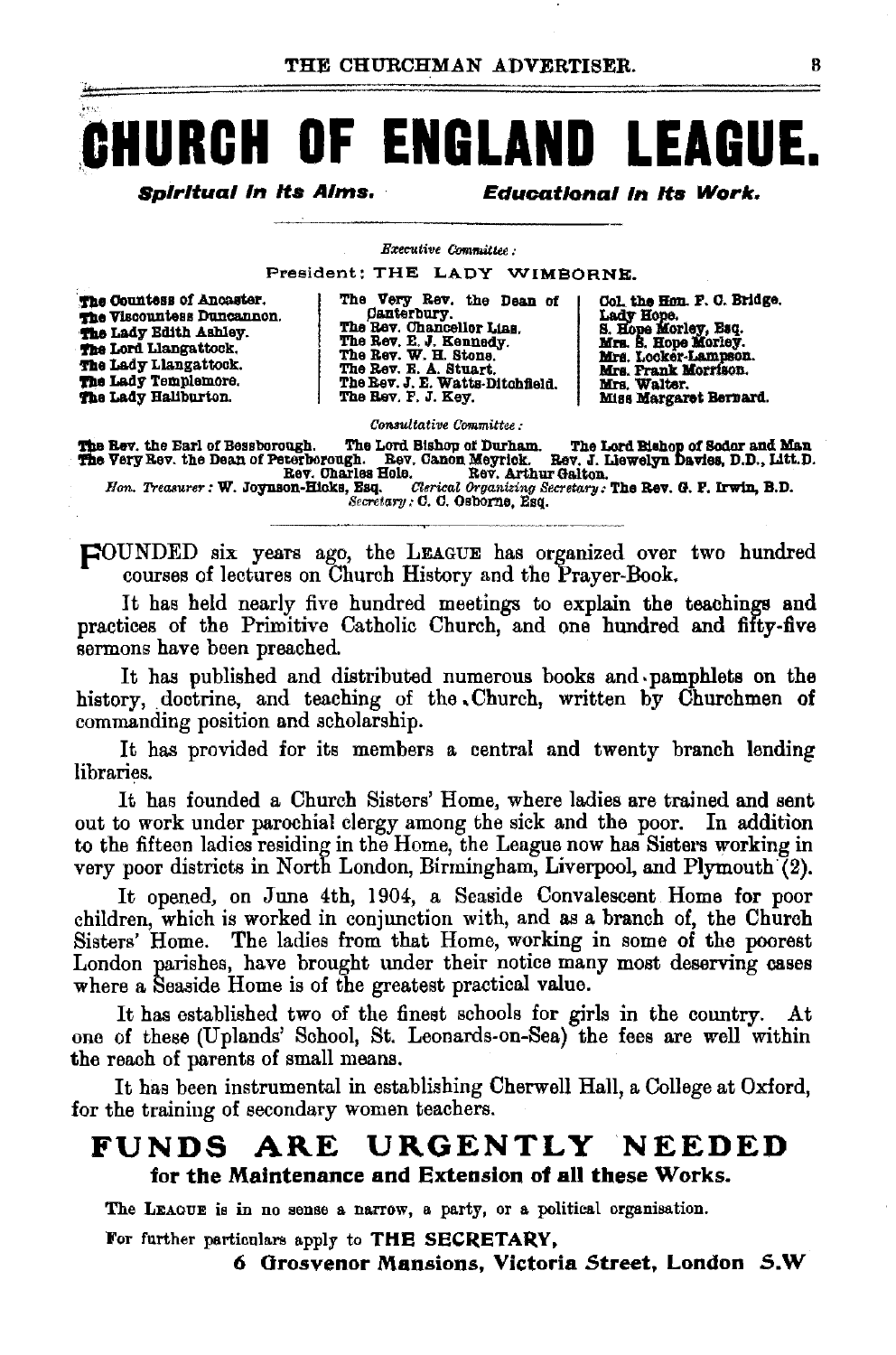# CHURCH OF ENGLAND LEAGUE.

***Spiritual in its Alms.*** ***Educational in its Work.***

*Executive Committee:*

President: THE LADY WIMBORNE.

The Countess of Ancaster.
The Viscountess Duncannon.
The Lady Edith Ashley.
The Lord Llangattock.
The Lady Llangattock.
The Lady Templemore.
The Lady Haliburton.

The Very Rev. the Dean of Canterbury.
The Rev. Chancellor Lias.
The Rev. E. J. Kennedy.
The Rev. W. H. Stone.
The Rev. E. A. Stuart.
The Rev. J. E. Watts-Ditchfield.
The Rev. F. J. Key.

Col. the Hon. F. C. Bridge.
Lady Hope.
S. Hope Morley, Esq.
Mrs. S. Hope Morley.
Mrs. Locker-Lampson.
Mrs. Frank Morrison.
Mrs. Walter.
Miss Margaret Bernard.

*Consultative Committee:*

The Rev. the Earl of Bessborough. The Lord Bishop of Durham. The Lord Bishop of Sodor and Man
The Very Rev. the Dean of Peterborough. Rev. Canon Meyrick. Rev. J. Llewelyn Davies, D.D., Litt.D.
Rev. Charles Hole. Rev. Arthur Galton.
*Hon. Treasurer:* W. Joynson-Hicks, Esq. *Clerical Organizing Secretary:* The Rev. G. F. Irwin, B.D.
*Secretary:* C. C. Osborne, Esq.

FOUNDED six years ago, the LEAGUE has organized over two hundred courses of lectures on Church History and the Prayer-Book.

It has held nearly five hundred meetings to explain the teachings and practices of the Primitive Catholic Church, and one hundred and fifty-five sermons have been preached.

It has published and distributed numerous books and pamphlets on the history, doctrine, and teaching of the Church, written by Churchmen of commanding position and scholarship.

It has provided for its members a central and twenty branch lending libraries.

It has founded a Church Sisters' Home, where ladies are trained and sent out to work under parochial clergy among the sick and the poor. In addition to the fifteen ladies residing in the Home, the League now has Sisters working in very poor districts in North London, Birmingham, Liverpool, and Plymouth (2).

It opened, on June 4th, 1904, a Seaside Convalescent Home for poor children, which is worked in conjunction with, and as a branch of, the Church Sisters' Home. The ladies from that Home, working in some of the poorest London parishes, have brought under their notice many most deserving cases where a Seaside Home is of the greatest practical value.

It has established two of the finest schools for girls in the country. At one of these (Uplands' School, St. Leonards-on-Sea) the fees are well within the reach of parents of small means.

It has been instrumental in establishing Cherwell Hall, a College at Oxford, for the training of secondary women teachers.

## FUNDS ARE URGENTLY NEEDED
**for the Maintenance and Extension of all these Works.**

The LEAGUE is in no sense a narrow, a party, or a political organisation.

For further particulars apply to **THE SECRETARY,**
**6 Grosvenor Mansions, Victoria Street, London S.W**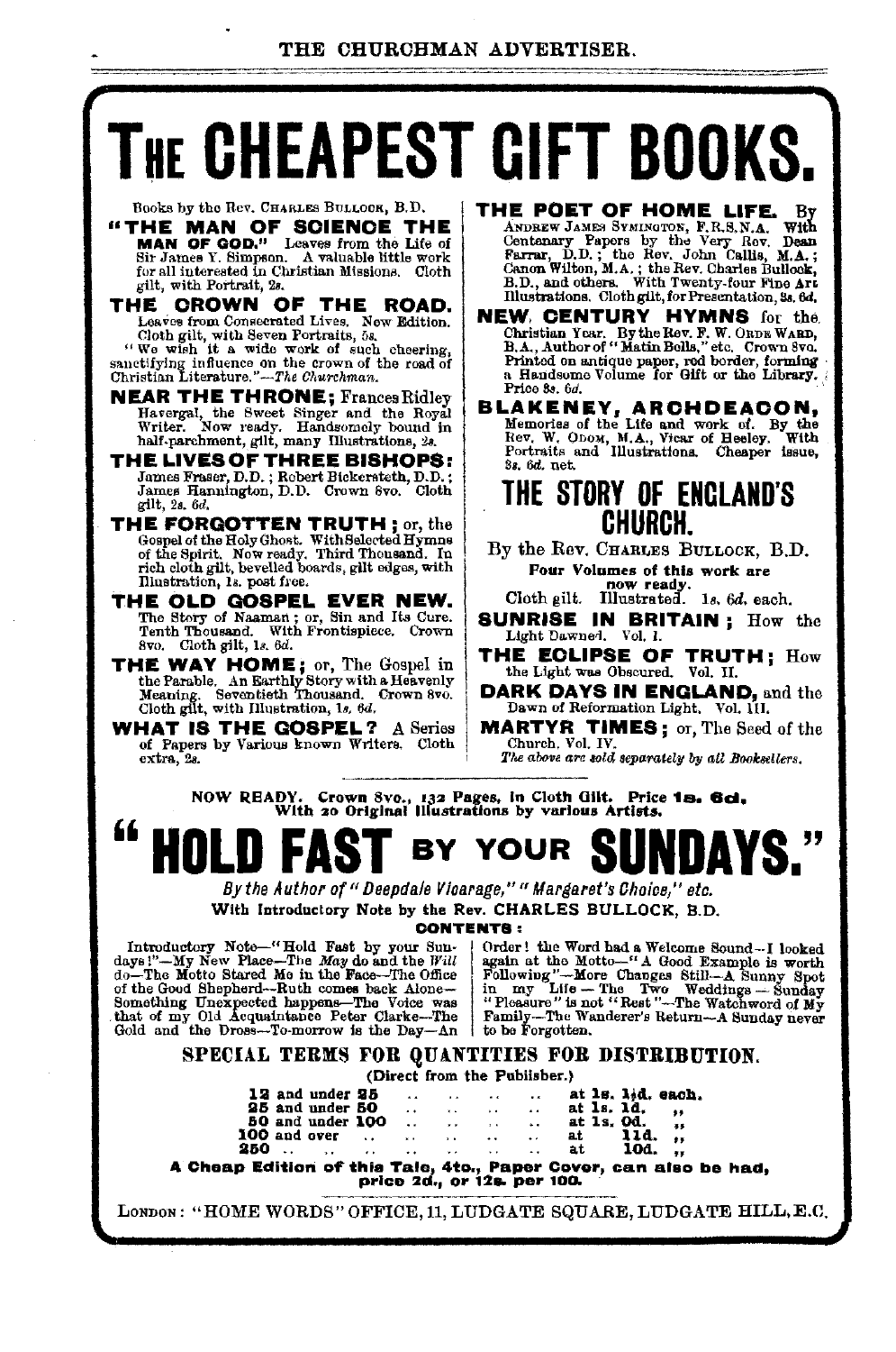# THE CHEAPEST GIFT BOOKS.

Books by the Rev. Charles Bullock, B.D.

**"THE MAN OF SCIENCE THE MAN OF GOD."** Leaves from the Life of Sir James Y. Simpson. A valuable little work for all interested in Christian Missions. Cloth gilt, with Portrait, 2s.

**THE CROWN OF THE ROAD.** Leaves from Consecrated Lives. New Edition. Cloth gilt, with Seven Portraits, 5s.
"We wish it a wide work of such cheering, sanctifying influence on the crown of the road of Christian Literature."—*The Churchman.*

**NEAR THE THRONE;** Frances Ridley Havergal, the Sweet Singer and the Royal Writer. Now ready. Handsomely bound in half-parchment, gilt, many Illustrations, 2s.

**THE LIVES OF THREE BISHOPS:** James Fraser, D.D.; Robert Bickersteth, D.D.; James Hannington, D.D. Crown 8vo. Cloth gilt, 2s. 6d.

**THE FORGOTTEN TRUTH;** or, the Gospel of the Holy Ghost. With Selected Hymns of the Spirit. Now ready. Third Thousand. In rich cloth gilt, bevelled boards, gilt edges, with Illustration, 1s. post free.

**THE OLD GOSPEL EVER NEW.** The Story of Naaman; or, Sin and Its Cure. Tenth Thousand. With Frontispiece. Crown 8vo. Cloth gilt, 1s. 6d.

**THE WAY HOME;** or, The Gospel in the Parable. An Earthly Story with a Heavenly Meaning. Seventieth Thousand. Crown 8vo. Cloth gilt, with Illustration, 1s. 6d.

**WHAT IS THE GOSPEL?** A Series of Papers by Various known Writers. Cloth extra, 2s.

**THE POET OF HOME LIFE.** By Andrew James Symington, F.R.S.N.A. With Centenary Papers by the Very Rev. Dean Farrar, D.D.; the Rev. John Callis, M.A.; Canon Wilton, M.A.; the Rev. Charles Bullock, B.D., and others. With Twenty-four Fine Art Illustrations. Cloth gilt, for Presentation, 3s. 6d.

**NEW CENTURY HYMNS** for the Christian Year. By the Rev. F. W. Orde Ward, B.A., Author of "Matin Bells," etc. Crown 8vo. Printed on antique paper, red border, forming a Handsome Volume for Gift or the Library. Price 3s. 6d.

**BLAKENEY, ARCHDEACON,** Memories of the Life and work of. By the Rev. W. Odom, M.A., Vicar of Heeley. With Portraits and Illustrations. Cheaper issue, 3s. 6d. net.

## THE STORY OF ENGLAND'S CHURCH.

By the Rev. Charles Bullock, B.D.

**Four Volumes of this work are now ready.**

Cloth gilt. Illustrated. 1s. 6d. each.

**SUNRISE IN BRITAIN;** How the Light Dawned. Vol. I.

**THE ECLIPSE OF TRUTH;** How the Light was Obscured. Vol. II.

**DARK DAYS IN ENGLAND,** and the Dawn of Reformation Light. Vol. III.

**MARTYR TIMES;** or, The Seed of the Church. Vol. IV.

*The above are sold separately by all Booksellers.*

---

NOW READY. Crown 8vo., 132 Pages, in Cloth Gilt. Price **1s. 6d.**
With 20 Original Illustrations by various Artists.

# "HOLD FAST BY YOUR SUNDAYS."

*By the Author of "Deepdale Vicarage," "Margaret's Choice," etc.*

With Introductory Note by the Rev. CHARLES BULLOCK, B.D.

**CONTENTS:**

Introductory Note—"Hold Fast by your Sundays!"—My New Place—The *May* do and the *Will* do—The Motto Stared Me in the Face—The Office of the Good Shepherd—Ruth comes back Alone—Something Unexpected happens—The Voice was that of my Old Acquaintance Peter Clarke—The Gold and the Dross—To-morrow is the Day—An Order! the Word had a Welcome Sound—I looked again at the Motto—"A Good Example is worth Following"—More Changes Still—A Sunny Spot in my Life—The Two Weddings—Sunday "Pleasure" is not "Rest"—The Watchword of My Family—The Wanderer's Return—A Sunday never to be Forgotten.

## SPECIAL TERMS FOR QUANTITIES FOR DISTRIBUTION.

(Direct from the Publisher.)

| | |
|---|---|
| 12 and under 25 | at 1s. 1½d. each. |
| 25 and under 50 | at 1s. 1d. ,, |
| 50 and under 100 | at 1s. 0d. ,, |
| 100 and over | at 11d. ,, |
| 250 | at 10d. ,, |

**A Cheap Edition of this Tale, 4to., Paper Cover, can also be had, price 2d., or 12s. per 100.**

London: "HOME WORDS" OFFICE, 11, LUDGATE SQUARE, LUDGATE HILL, E.C.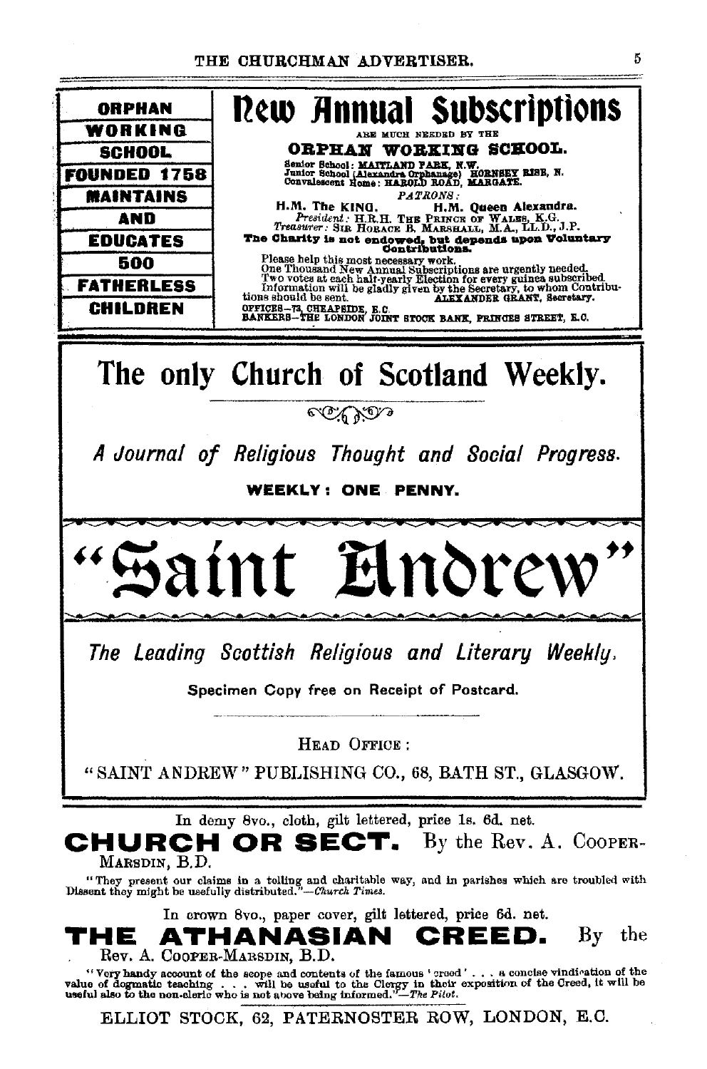| ORPHAN |
| --- |
| WORKING |
| SCHOOL |
| FOUNDED 1758 |
| MAINTAINS |
| AND |
| EDUCATES |
| 500 |
| FATHERLESS |
| CHILDREN |

# New Annual Subscriptions

ARE MUCH NEEDED BY THE

**ORPHAN WORKING SCHOOL.**

Senior School: MAITLAND PARK, N.W.
Junior School (Alexandra Orphanage) HORNSEY RISE, N.
Convalescent Home: HAROLD ROAD, MARGATE.

*PATRONS:*
H.M. The KING. H.M. Queen Alexandra.
*President:* H.R.H. THE PRINCE OF WALES, K.G.
*Treasurer:* SIR HORACE B. MARSHALL, M.A., LL.D., J.P.

**The Charity is not endowed, but depends upon Voluntary Contributions.**

Please help this most necessary work.
One Thousand New Annual Subscriptions are urgently needed.
Two votes at each half-yearly Election for every guinea subscribed.
Information will be gladly given by the Secretary, to whom Contributions should be sent. ALEXANDER GRANT, Secretary.

OFFICES—73, CHEAPSIDE, E.C.
BANKERS—THE LONDON JOINT STOCK BANK, PRINCES STREET, E.C.

---

# The only Church of Scotland Weekly.

*A Journal of Religious Thought and Social Progress.*

**WEEKLY: ONE PENNY.**

# "Saint Andrew"

*The Leading Scottish Religious and Literary Weekly.*

Specimen Copy free on Receipt of Postcard.

HEAD OFFICE:

"SAINT ANDREW" PUBLISHING CO., 68, BATH ST., GLASGOW.

---

In demy 8vo., cloth, gilt lettered, price 1s. 6d. net.

**CHURCH OR SECT.** By the Rev. A. COOPER-MARSDIN, B.D.

"They present our claims in a telling and charitable way, and in parishes which are troubled with Dissent they might be usefully distributed."—*Church Times.*

In crown 8vo., paper cover, gilt lettered, price 6d. net.

**THE ATHANASIAN CREED.** By the Rev. A. COOPER-MARSDIN, B.D.

"Very handy account of the scope and contents of the famous 'creed' . . . a concise vindication of the value of dogmatic teaching . . . will be useful to the Clergy in their exposition of the Creed, it will be useful also to the non-cleric who is not above being informed."—*The Pilot.*

ELLIOT STOCK, 62, PATERNOSTER ROW, LONDON, E.C.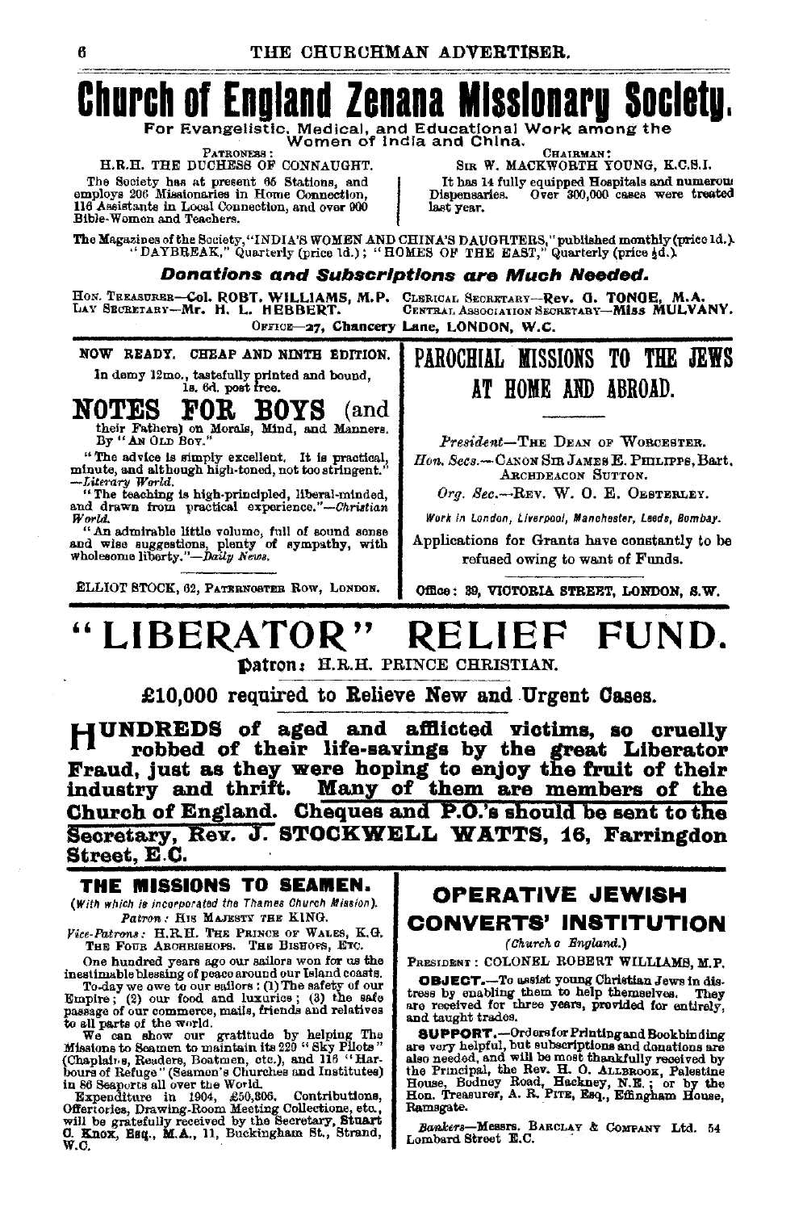# Church of England Zenana Missionary Society.

**For Evangelistic, Medical, and Educational Work among the Women of India and China.**

PATRONESS: H.R.H. THE DUCHESS OF CONNAUGHT.

CHAIRMAN: SIR W. MACKWORTH YOUNG, K.C.S.I.

The Society has at present 65 Stations, and employs 206 Missionaries in Home Connection, 116 Assistants in Local Connection, and over 900 Bible-Women and Teachers.

It has 14 fully equipped Hospitals and numerous Dispensaries. Over 300,000 cases were treated last year.

The Magazines of the Society, "INDIA'S WOMEN AND CHINA'S DAUGHTERS," published monthly (price 1d.). "DAYBREAK," Quarterly (price 1d.); "HOMES OF THE EAST," Quarterly (price ½d.).

***Donations and Subscriptions are Much Needed.***

HON. TREASURER—**Col. ROBT. WILLIAMS, M.P.** CLERICAL SECRETARY—**Rev. G. TONGE, M.A.**
LAY SECRETARY—**Mr. H. L. HEBBERT.** CENTRAL ASSOCIATION SECRETARY—**Miss MULVANY.**

OFFICE—**27, Chancery Lane, LONDON, W.C.**

---

NOW READY. CHEAP AND NINTH EDITION.

In demy 12mo., tastefully printed and bound, 1s. 6d. post free.

## NOTES FOR BOYS (and their Fathers) on Morals, Mind, and Manners.

By "AN OLD BOY."

"The advice is simply excellent. It is practical, minute, and although high-toned, not too stringent."—*Literary World.*

"The teaching is high-principled, liberal-minded, and drawn from practical experience."—*Christian World.*

"An admirable little volume, full of sound sense and wise suggestions, plenty of sympathy, with wholesome liberty."—*Daily News.*

ELLIOT STOCK, 62, PATERNOSTER ROW, LONDON.

---

## PAROCHIAL MISSIONS TO THE JEWS AT HOME AND ABROAD.

*President*—THE DEAN OF WORCESTER.

*Hon. Secs.*—CANON SIR JAMES E. PHILIPPS, Bart. ARCHDEACON SUTTON.

*Org. Sec.*—REV. W. O. E. OESTERLEY.

*Work in London, Liverpool, Manchester, Leeds, Bombay.*

Applications for Grants have constantly to be refused owing to want of Funds.

Office: 39, VICTORIA STREET, LONDON, S.W.

---

# "LIBERATOR" RELIEF FUND.

**Patron:** H.R.H. PRINCE CHRISTIAN.

**£10,000 required to Relieve New and Urgent Cases.**

**HUNDREDS of aged and afflicted victims, so cruelly robbed of their life-savings by the great Liberator Fraud, just as they were hoping to enjoy the fruit of their industry and thrift. Many of them are members of the Church of England. Cheques and P.O.'s should be sent to the Secretary, Rev. J. STOCKWELL WATTS, 16, Farringdon Street, E.C.**

---

## THE MISSIONS TO SEAMEN.

*(With which is incorporated the Thames Church Mission).*

*Patron:* HIS MAJESTY THE KING.

*Vice-Patrons:* H.R.H. THE PRINCE OF WALES, K.G. THE FOUR ARCHBISHOPS. THE BISHOPS, ETC.

One hundred years ago our sailors won for us the inestimable blessing of peace around our Island coasts.

To-day we owe to our sailors: (1) The safety of our Empire; (2) our food and luxuries; (3) the safe passage of our commerce, mails, friends and relatives to all parts of the world.

We can show our gratitude by helping The Missions to Seamen to maintain its 220 "Sky Pilots" (Chaplains, Readers, Boatmen, etc.), and 116 "Harbours of Refuge" (Seamen's Churches and Institutes) in 86 Seaports all over the World.

Expenditure in 1904, £50,806. Contributions, Offertories, Drawing-Room Meeting Collections, etc., will be gratefully received by the Secretary, **Stuart C. Knox, Esq., M.A.,** 11, Buckingham St., Strand, W.C.

---

## OPERATIVE JEWISH CONVERTS' INSTITUTION

*(Church of England.)*

PRESIDENT: COLONEL ROBERT WILLIAMS, M.P.

**OBJECT.**—To assist young Christian Jews in distress by enabling them to help themselves. They are received for three years, provided for entirely, and taught trades.

**SUPPORT.**—Orders for Printing and Bookbinding are very helpful, but subscriptions and donations are also needed, and will be most thankfully received by the Principal, the Rev. H. O. ALLBROOK, Palestine House, Bodney Road, Hackney, N.E.; or by the Hon. Treasurer, A. R. PITE, Esq., Effingham House, Ramsgate.

*Bankers*—Messrs. BARCLAY & COMPANY Ltd. 54 Lombard Street E.C.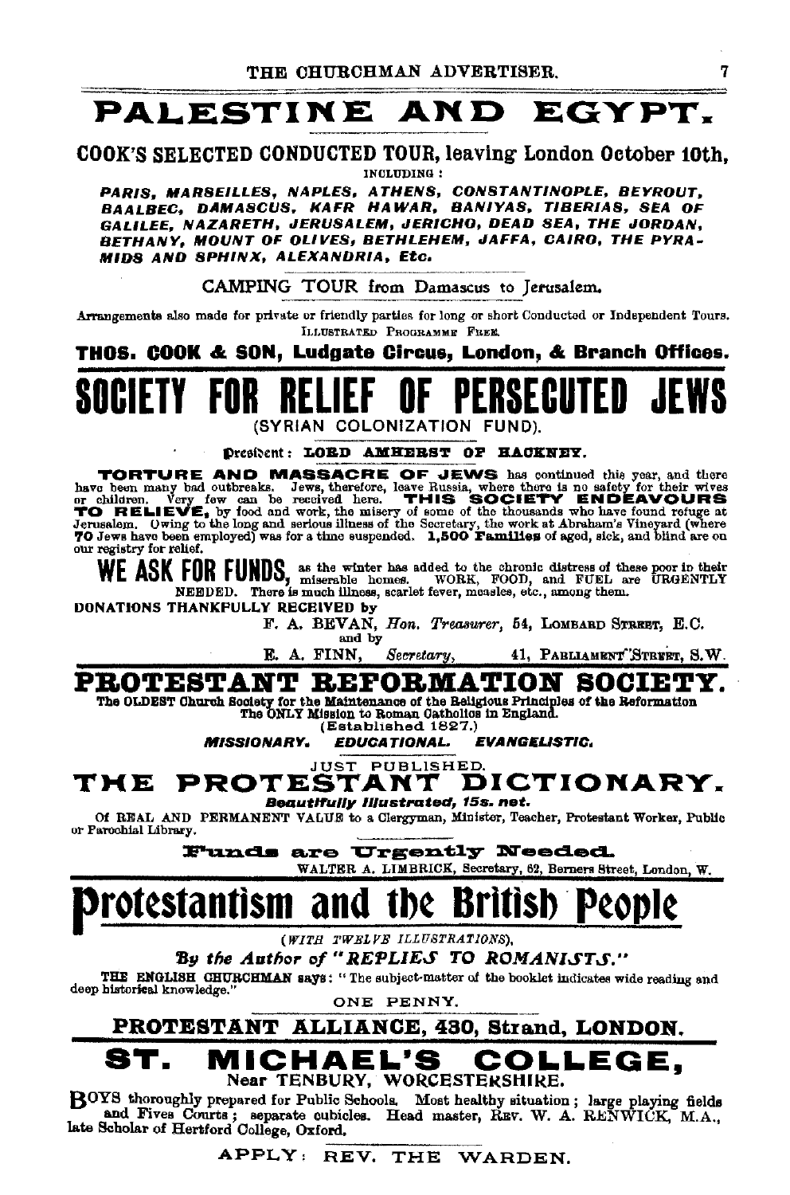# PALESTINE AND EGYPT.

**COOK'S SELECTED CONDUCTED TOUR, leaving London October 10th,**

INCLUDING:

***PARIS, MARSEILLES, NAPLES, ATHENS, CONSTANTINOPLE, BEYROUT, BAALBEC, DAMASCUS, KAFR HAWAR, BANIYAS, TIBERIAS, SEA OF GALILEE, NAZARETH, JERUSALEM, JERICHO, DEAD SEA, THE JORDAN, BETHANY, MOUNT OF OLIVES, BETHLEHEM, JAFFA, CAIRO, THE PYRAMIDS AND SPHINX, ALEXANDRIA, Etc.***

CAMPING TOUR from Damascus to Jerusalem.

Arrangements also made for private or friendly parties for long or short Conducted or Independent Tours. ILLUSTRATED PROGRAMME FREE.

**THOS. COOK & SON, Ludgate Circus, London, & Branch Offices.**

# SOCIETY FOR RELIEF OF PERSECUTED JEWS

(SYRIAN COLONIZATION FUND).

President: **LORD AMHERST OF HACKNEY.**

**TORTURE AND MASSACRE OF JEWS** has continued this year, and there have been many bad outbreaks. Jews, therefore, leave Russia, where there is no safety for their wives or children. Very few can be received here. **THIS SOCIETY ENDEAVOURS TO RELIEVE,** by food and work, the misery of some of the thousands who have found refuge at Jerusalem. Owing to the long and serious illness of the Secretary, the work at Abraham's Vineyard (where **70** Jews have been employed) was for a time suspended. **1,500 Families** of aged, sick, and blind are on our registry for relief.

**WE ASK FOR FUNDS,** as the winter has added to the chronic distress of these poor in their miserable homes. WORK, FOOD, and FUEL are URGENTLY NEEDED. There is much illness, scarlet fever, measles, etc., among them.

**DONATIONS THANKFULLY RECEIVED by**

F. A. BEVAN, *Hon. Treasurer*, 54, LOMBARD STREET, E.C.
and by
E. A. FINN, *Secretary*, 41, PARLIAMENT STREET, S.W.

# PROTESTANT REFORMATION SOCIETY.

**The OLDEST Church Society for the Maintenance of the Religious Principles of the Reformation**
**The ONLY Mission to Roman Catholics in England.**
(Established 1827.)

***MISSIONARY. EDUCATIONAL. EVANGELISTIC.***

JUST PUBLISHED.

## THE PROTESTANT DICTIONARY.

***Beautifully Illustrated, 15s. net.***

Of REAL AND PERMANENT VALUE to a Clergyman, Minister, Teacher, Protestant Worker, Public or Parochial Library.

**Funds are Urgently Needed.**

WALTER A. LIMBRICK, Secretary, 62, Berners Street, London, W.

# Protestantism and the British People

(*WITH TWELVE ILLUSTRATIONS*),

***By the Author of "REPLIES TO ROMANISTS."***

**THE ENGLISH CHURCHMAN** says: "The subject-matter of the booklet indicates wide reading and deep historical knowledge."

ONE PENNY.

**PROTESTANT ALLIANCE, 430, Strand, LONDON.**

# ST. MICHAEL'S COLLEGE,

**Near TENBURY, WORCESTERSHIRE.**

BOYS thoroughly prepared for Public Schools. Most healthy situation; large playing fields and Fives Courts; separate cubicles. Head master, REV. W. A. RENWICK, M.A., late Scholar of Hertford College, Oxford.

APPLY: REV. THE WARDEN.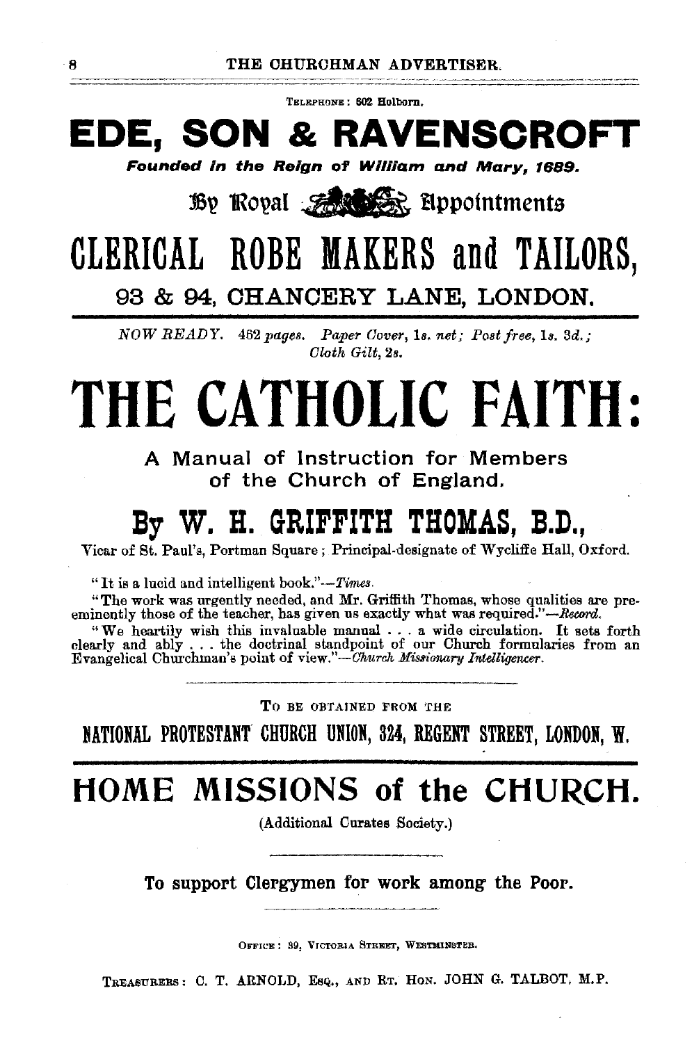TELEPHONE: 802 Holborn.

# EDE, SON & RAVENSCROFT

***Founded in the Reign of William and Mary, 1689.***

By Royal Appointments

# CLERICAL ROBE MAKERS and TAILORS,

## 93 & 94, CHANCERY LANE, LONDON.

---

*NOW READY.* 462 *pages. Paper Cover,* 1*s. net; Post free,* 1*s.* 3*d.; Cloth Gilt,* 2*s.*

# THE CATHOLIC FAITH:

## A Manual of Instruction for Members of the Church of England.

## By W. H. GRIFFITH THOMAS, B.D.,

Vicar of St. Paul's, Portman Square; Principal-designate of Wycliffe Hall, Oxford.

"It is a lucid and intelligent book."—*Times.*

"The work was urgently needed, and Mr. Griffith Thomas, whose qualities are pre-eminently those of the teacher, has given us exactly what was required."—*Record.*

"We heartily wish this invaluable manual . . . a wide circulation. It sets forth clearly and ably . . . the doctrinal standpoint of our Church formularies from an Evangelical Churchman's point of view."—*Church Missionary Intelligencer.*

---

TO BE OBTAINED FROM THE

**NATIONAL PROTESTANT CHURCH UNION, 324, REGENT STREET, LONDON, W.**

---

# HOME MISSIONS of the CHURCH.

(Additional Curates Society.)

---

**To support Clergymen for work among the Poor.**

---

OFFICE: 39, VICTORIA STREET, WESTMINSTER.

TREASURERS: C. T. ARNOLD, ESQ., AND RT. HON. JOHN G. TALBOT, M.P.